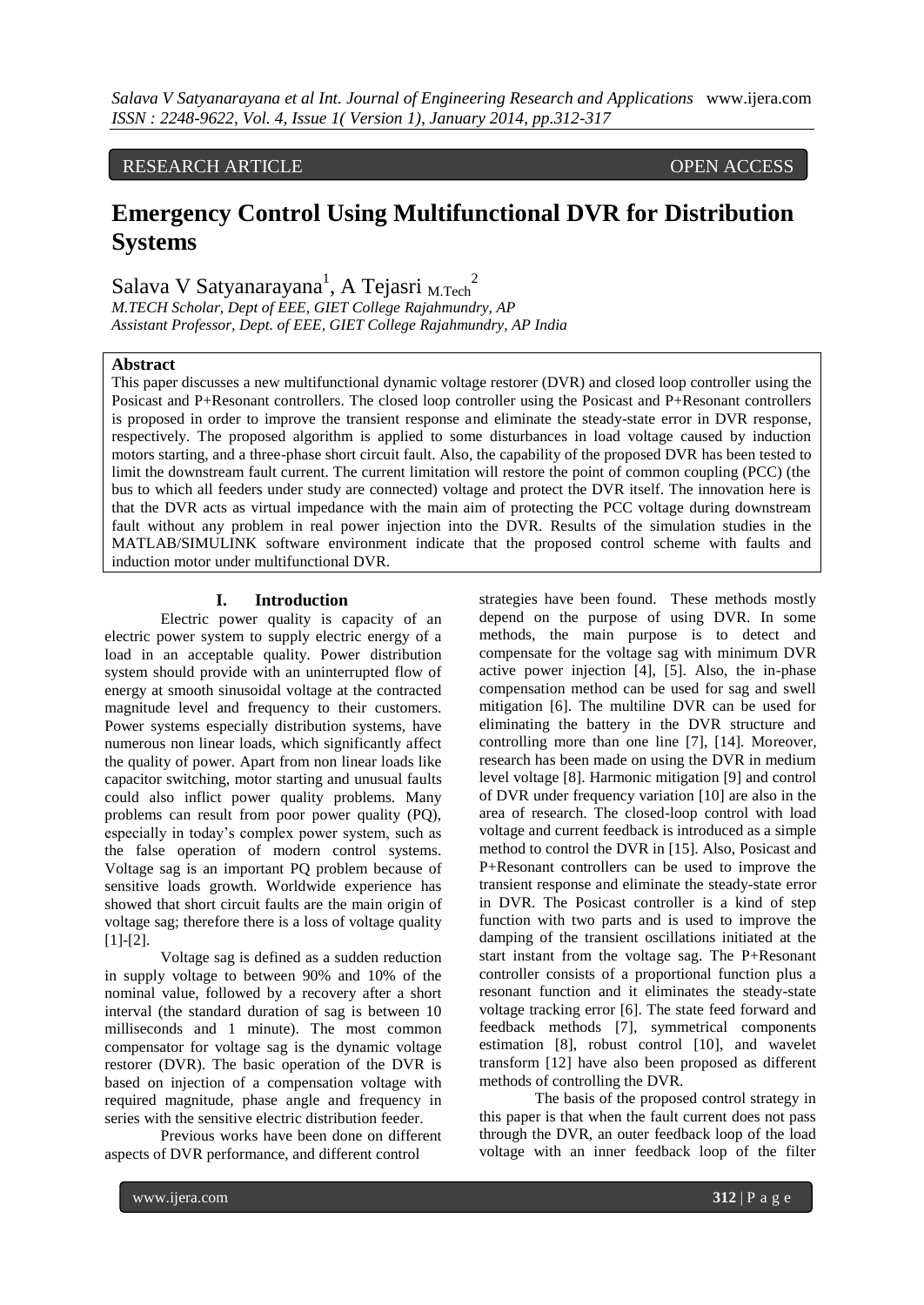RESEARCH ARTICLE OPEN ACCESS

# Emergency Control Using Multifunctional DVR for Distribution Systems

Salava V Satyanarayana[1], A Tejasri M.Tech[2]

*M.TECH Scholar, Dept of EEE, GIET College Rajahmundry, AP*
*Assistant Professor, Dept. of EEE, GIET College Rajahmundry, AP India*

## Abstract

This paper discusses a new multifunctional dynamic voltage restorer (DVR) and closed loop controller using the Posicast and P+Resonant controllers. The closed loop controller using the Posicast and P+Resonant controllers is proposed in order to improve the transient response and eliminate the steady-state error in DVR response, respectively. The proposed algorithm is applied to some disturbances in load voltage caused by induction motors starting, and a three-phase short circuit fault. Also, the capability of the proposed DVR has been tested to limit the downstream fault current. The current limitation will restore the point of common coupling (PCC) (the bus to which all feeders under study are connected) voltage and protect the DVR itself. The innovation here is that the DVR acts as virtual impedance with the main aim of protecting the PCC voltage during downstream fault without any problem in real power injection into the DVR. Results of the simulation studies in the MATLAB/SIMULINK software environment indicate that the proposed control scheme with faults and induction motor under multifunctional DVR.

## I. Introduction

Electric power quality is capacity of an electric power system to supply electric energy of a load in an acceptable quality. Power distribution system should provide with an uninterrupted flow of energy at smooth sinusoidal voltage at the contracted magnitude level and frequency to their customers. Power systems especially distribution systems, have numerous non linear loads, which significantly affect the quality of power. Apart from non linear loads like capacitor switching, motor starting and unusual faults could also inflict power quality problems. Many problems can result from poor power quality (PQ), especially in today's complex power system, such as the false operation of modern control systems. Voltage sag is an important PQ problem because of sensitive loads growth. Worldwide experience has showed that short circuit faults are the main origin of voltage sag; therefore there is a loss of voltage quality [1]-[2].

Voltage sag is defined as a sudden reduction in supply voltage to between 90% and 10% of the nominal value, followed by a recovery after a short interval (the standard duration of sag is between 10 milliseconds and 1 minute). The most common compensator for voltage sag is the dynamic voltage restorer (DVR). The basic operation of the DVR is based on injection of a compensation voltage with required magnitude, phase angle and frequency in series with the sensitive electric distribution feeder.

Previous works have been done on different aspects of DVR performance, and different control strategies have been found. These methods mostly depend on the purpose of using DVR. In some methods, the main purpose is to detect and compensate for the voltage sag with minimum DVR active power injection [4], [5]. Also, the in-phase compensation method can be used for sag and swell mitigation [6]. The multiline DVR can be used for eliminating the battery in the DVR structure and controlling more than one line [7], [14]. Moreover, research has been made on using the DVR in medium level voltage [8]. Harmonic mitigation [9] and control of DVR under frequency variation [10] are also in the area of research. The closed-loop control with load voltage and current feedback is introduced as a simple method to control the DVR in [15]. Also, Posicast and P+Resonant controllers can be used to improve the transient response and eliminate the steady-state error in DVR. The Posicast controller is a kind of step function with two parts and is used to improve the damping of the transient oscillations initiated at the start instant from the voltage sag. The P+Resonant controller consists of a proportional function plus a resonant function and it eliminates the steady-state voltage tracking error [6]. The state feed forward and feedback methods [7], symmetrical components estimation [8], robust control [10], and wavelet transform [12] have also been proposed as different methods of controlling the DVR.

The basis of the proposed control strategy in this paper is that when the fault current does not pass through the DVR, an outer feedback loop of the load voltage with an inner feedback loop of the filter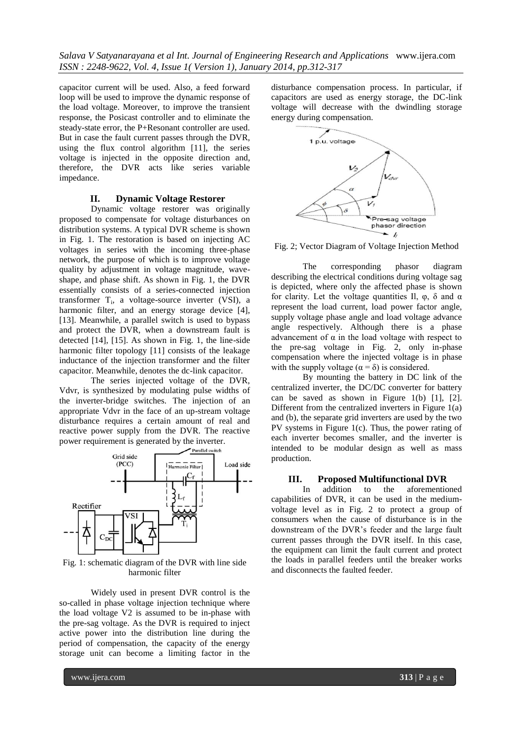capacitor current will be used. Also, a feed forward loop will be used to improve the dynamic response of the load voltage. Moreover, to improve the transient response, the Posicast controller and to eliminate the steady-state error, the P+Resonant controller are used. But in case the fault current passes through the DVR, using the flux control algorithm [11], the series voltage is injected in the opposite direction and, therefore, the DVR acts like series variable impedance.

## II. Dynamic Voltage Restorer

Dynamic voltage restorer was originally proposed to compensate for voltage disturbances on distribution systems. A typical DVR scheme is shown in Fig. 1. The restoration is based on injecting AC voltages in series with the incoming three-phase network, the purpose of which is to improve voltage quality by adjustment in voltage magnitude, wave-shape, and phase shift. As shown in Fig. 1, the DVR essentially consists of a series-connected injection transformer $T_i$, a voltage-source inverter (VSI), a harmonic filter, and an energy storage device [4], [13]. Meanwhile, a parallel switch is used to bypass and protect the DVR, when a downstream fault is detected [14], [15]. As shown in Fig. 1, the line-side harmonic filter topology [11] consists of the leakage inductance of the injection transformer and the filter capacitor. Meanwhile, denotes the dc-link capacitor.

The series injected voltage of the DVR, Vdvr, is synthesized by modulating pulse widths of the inverter-bridge switches. The injection of an appropriate Vdvr in the face of an up-stream voltage disturbance requires a certain amount of real and reactive power supply from the DVR. The reactive power requirement is generated by the inverter.

Fig. 1: schematic diagram of the DVR with line side harmonic filter

Widely used in present DVR control is the so-called in phase voltage injection technique where the load voltage V2 is assumed to be in-phase with the pre-sag voltage. As the DVR is required to inject active power into the distribution line during the period of compensation, the capacity of the energy storage unit can become a limiting factor in the disturbance compensation process. In particular, if capacitors are used as energy storage, the DC-link voltage will decrease with the dwindling storage energy during compensation.

Fig. 2; Vector Diagram of Voltage Injection Method

The corresponding phasor diagram describing the electrical conditions during voltage sag is depicted, where only the affected phase is shown for clarity. Let the voltage quantities Il, φ, δ and α represent the load current, load power factor angle, supply voltage phase angle and load voltage advance angle respectively. Although there is a phase advancement of α in the load voltage with respect to the pre-sag voltage in Fig. 2, only in-phase compensation where the injected voltage is in phase with the supply voltage ($\alpha = \delta$) is considered.

By mounting the battery in DC link of the centralized inverter, the DC/DC converter for battery can be saved as shown in Figure 1(b) [1], [2]. Different from the centralized inverters in Figure 1(a) and (b), the separate grid inverters are used by the two PV systems in Figure 1(c). Thus, the power rating of each inverter becomes smaller, and the inverter is intended to be modular design as well as mass production.

## III. Proposed Multifunctional DVR

In addition to the aforementioned capabilities of DVR, it can be used in the medium-voltage level as in Fig. 2 to protect a group of consumers when the cause of disturbance is in the downstream of the DVR's feeder and the large fault current passes through the DVR itself. In this case, the equipment can limit the fault current and protect the loads in parallel feeders until the breaker works and disconnects the faulted feeder.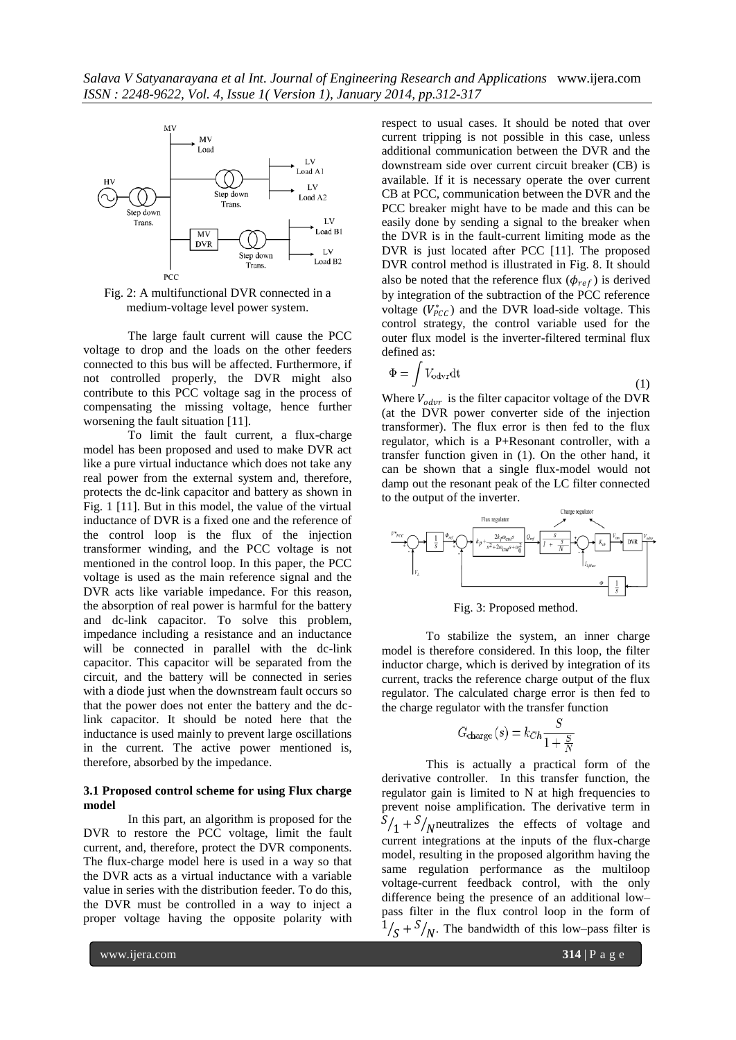MV

MV Load

LV Load A1

HV

LV Load A2

Step down Trans.

Step down Trans.

LV Load B1

MV DVR

Step down Trans.

LV Load B2

PCC

Fig. 2: A multifunctional DVR connected in a medium-voltage level power system.

The large fault current will cause the PCC voltage to drop and the loads on the other feeders connected to this bus will be affected. Furthermore, if not controlled properly, the DVR might also contribute to this PCC voltage sag in the process of compensating the missing voltage, hence further worsening the fault situation [11].

To limit the fault current, a flux-charge model has been proposed and used to make DVR act like a pure virtual inductance which does not take any real power from the external system and, therefore, protects the dc-link capacitor and battery as shown in Fig. 1 [11]. But in this model, the value of the virtual inductance of DVR is a fixed one and the reference of the control loop is the flux of the injection transformer winding, and the PCC voltage is not mentioned in the control loop. In this paper, the PCC voltage is used as the main reference signal and the DVR acts like variable impedance. For this reason, the absorption of real power is harmful for the battery and dc-link capacitor. To solve this problem, impedance including a resistance and an inductance will be connected in parallel with the dc-link capacitor. This capacitor will be separated from the circuit, and the battery will be connected in series with a diode just when the downstream fault occurs so that the power does not enter the battery and the dc-link capacitor. It should be noted here that the inductance is used mainly to prevent large oscillations in the current. The active power mentioned is, therefore, absorbed by the impedance.

### 3.1 Proposed control scheme for using Flux charge model

In this part, an algorithm is proposed for the DVR to restore the PCC voltage, limit the fault current, and, therefore, protect the DVR components. The flux-charge model here is used in a way so that the DVR acts as a virtual inductance with a variable value in series with the distribution feeder. To do this, the DVR must be controlled in a way to inject a proper voltage having the opposite polarity with respect to usual cases. It should be noted that over current tripping is not possible in this case, unless additional communication between the DVR and the downstream side over current circuit breaker (CB) is available. If it is necessary operate the over current CB at PCC, communication between the DVR and the PCC breaker might have to be made and this can be easily done by sending a signal to the breaker when the DVR is in the fault-current limiting mode as the DVR is just located after PCC [11]. The proposed DVR control method is illustrated in Fig. 8. It should also be noted that the reference flux ($\phi_{ref}$) is derived by integration of the subtraction of the PCC reference voltage ($V^{*}_{PCC}$) and the DVR load-side voltage. This control strategy, the control variable used for the outer flux model is the inverter-filtered terminal flux defined as:

$$\Phi = \int V_{odvr} \mathrm{dt} \tag{1}$$

Where $V_{odvr}$ is the filter capacitor voltage of the DVR (at the DVR power converter side of the injection transformer). The flux error is then fed to the flux regulator, which is a P+Resonant controller, with a transfer function given in (1). On the other hand, it can be shown that a single flux-model would not damp out the resonant peak of the LC filter connected to the output of the inverter.

Charge regulator

Flux regulator

$V^{*}_{PCC}$ | $\frac{1}{s}$ | $\phi_{ref}$ | $k_p + \frac{2k_r\omega_{cut}s}{s^2+2\omega_{cut}s+\omega_0^2}$ | $Q_{ref}$ | $\frac{s}{1+\frac{s}{N}}$ | $K_{ch}$ | $V_{inv}$ | DVR | $V_{odvr}$ | $V_L$ | $I_{Lfdvr}$ | $\Phi$ | $\frac{1}{s}$

Fig. 3: Proposed method.

To stabilize the system, an inner charge model is therefore considered. In this loop, the filter inductor charge, which is derived by integration of its current, tracks the reference charge output of the flux regulator. The calculated charge error is then fed to the charge regulator with the transfer function

$$G_{\text{charge}}(s) = k_{Ch}\frac{S}{1+\frac{S}{N}}$$

This is actually a practical form of the derivative controller. In this transfer function, the regulator gain is limited to N at high frequencies to prevent noise amplification. The derivative term in $S/_{1} + S/_{N}$ neutralizes the effects of voltage and current integrations at the inputs of the flux-charge model, resulting in the proposed algorithm having the same regulation performance as the multiloop voltage-current feedback control, with the only difference being the presence of an additional low–pass filter in the flux control loop in the form of $1/_{S} + S/_{N}$. The bandwidth of this low–pass filter is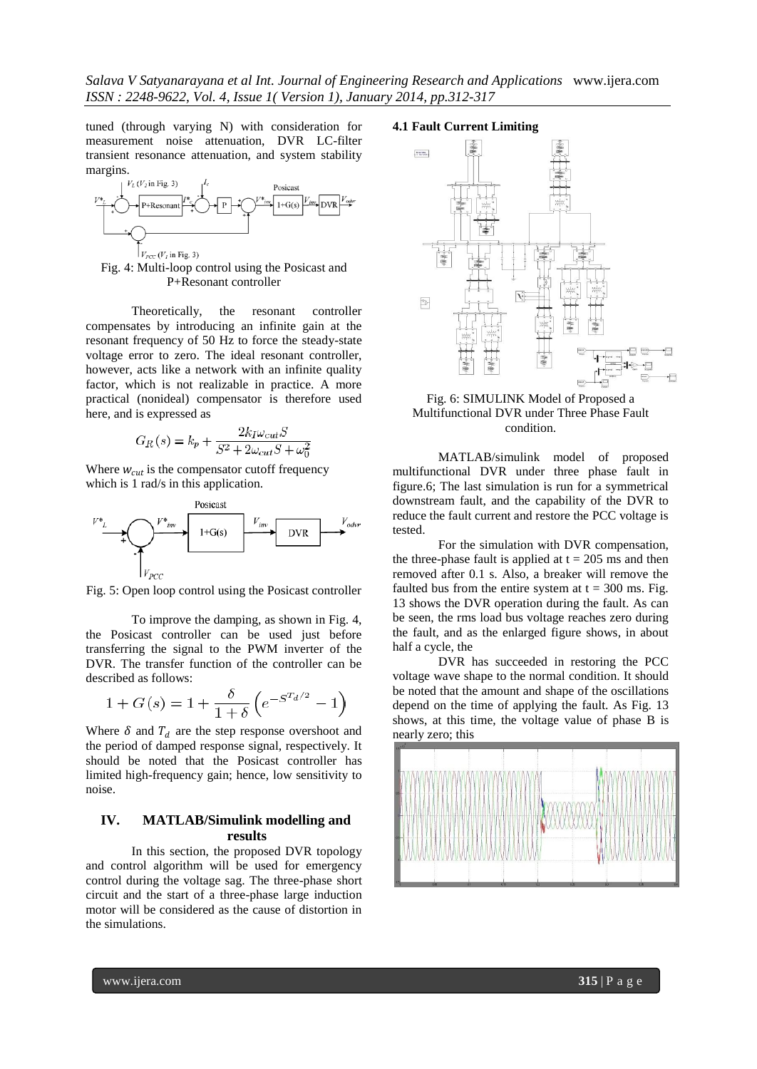tuned (through varying N) with consideration for measurement noise attenuation, DVR LC-filter transient resonance attenuation, and system stability margins.

Fig. 4: Multi-loop control using the Posicast and P+Resonant controller

Theoretically, the resonant controller compensates by introducing an infinite gain at the resonant frequency of 50 Hz to force the steady-state voltage error to zero. The ideal resonant controller, however, acts like a network with an infinite quality factor, which is not realizable in practice. A more practical (nonideal) compensator is therefore used here, and is expressed as

$$G_R(s) = k_p + \frac{2k_I\omega_{cut}S}{S^2 + 2\omega_{cut}S + \omega_0^2}$$

Where $w_{cut}$ is the compensator cutoff frequency which is 1 rad/s in this application.

Fig. 5: Open loop control using the Posicast controller

To improve the damping, as shown in Fig. 4, the Posicast controller can be used just before transferring the signal to the PWM inverter of the DVR. The transfer function of the controller can be described as follows:

$$1 + G(s) = 1 + \frac{\delta}{1+\delta}\left(e^{-S^{T_d/2}} - 1\right)$$

Where $\delta$ and $T_d$ are the step response overshoot and the period of damped response signal, respectively. It should be noted that the Posicast controller has limited high-frequency gain; hence, low sensitivity to noise.

## IV. MATLAB/Simulink modelling and results

In this section, the proposed DVR topology and control algorithm will be used for emergency control during the voltage sag. The three-phase short circuit and the start of a three-phase large induction motor will be considered as the cause of distortion in the simulations.

### 4.1 Fault Current Limiting

Fig. 6: SIMULINK Model of Proposed a Multifunctional DVR under Three Phase Fault condition.

MATLAB/simulink model of proposed multifunctional DVR under three phase fault in figure.6; The last simulation is run for a symmetrical downstream fault, and the capability of the DVR to reduce the fault current and restore the PCC voltage is tested.

For the simulation with DVR compensation, the three-phase fault is applied at t = 205 ms and then removed after 0.1 s. Also, a breaker will remove the faulted bus from the entire system at t = 300 ms. Fig. 13 shows the DVR operation during the fault. As can be seen, the rms load bus voltage reaches zero during the fault, and as the enlarged figure shows, in about half a cycle, the

DVR has succeeded in restoring the PCC voltage wave shape to the normal condition. It should be noted that the amount and shape of the oscillations depend on the time of applying the fault. As Fig. 13 shows, at this time, the voltage value of phase B is nearly zero; this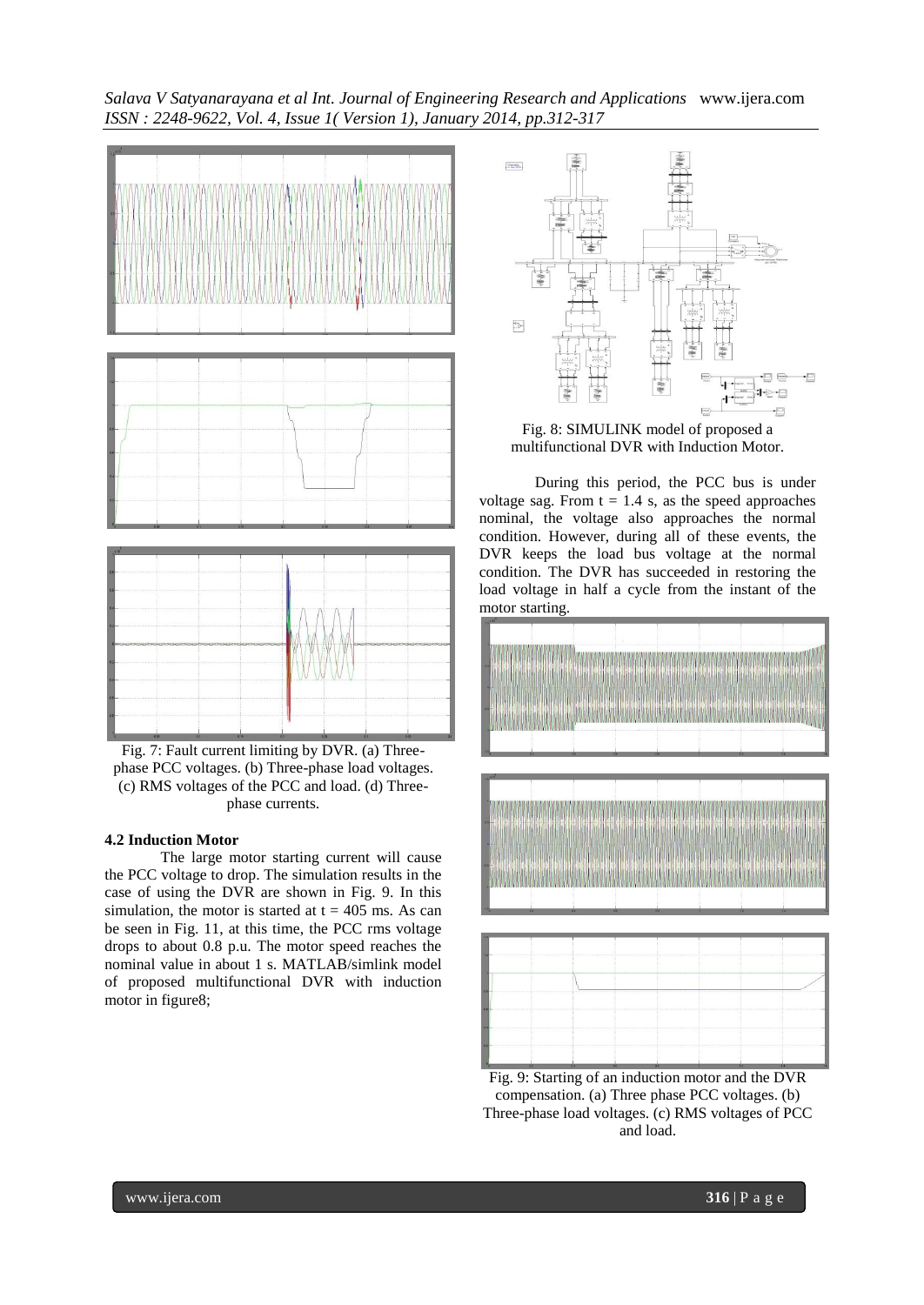Fig. 7: Fault current limiting by DVR. (a) Three-phase PCC voltages. (b) Three-phase load voltages. (c) RMS voltages of the PCC and load. (d) Three-phase currents.

### 4.2 Induction Motor

The large motor starting current will cause the PCC voltage to drop. The simulation results in the case of using the DVR are shown in Fig. 9. In this simulation, the motor is started at t = 405 ms. As can be seen in Fig. 11, at this time, the PCC rms voltage drops to about 0.8 p.u. The motor speed reaches the nominal value in about 1 s. MATLAB/simlink model of proposed multifunctional DVR with induction motor in figure8;

Fig. 8: SIMULINK model of proposed a multifunctional DVR with Induction Motor.

During this period, the PCC bus is under voltage sag. From t = 1.4 s, as the speed approaches nominal, the voltage also approaches the normal condition. However, during all of these events, the DVR keeps the load bus voltage at the normal condition. The DVR has succeeded in restoring the load voltage in half a cycle from the instant of the motor starting.

Fig. 9: Starting of an induction motor and the DVR compensation. (a) Three phase PCC voltages. (b) Three-phase load voltages. (c) RMS voltages of PCC and load.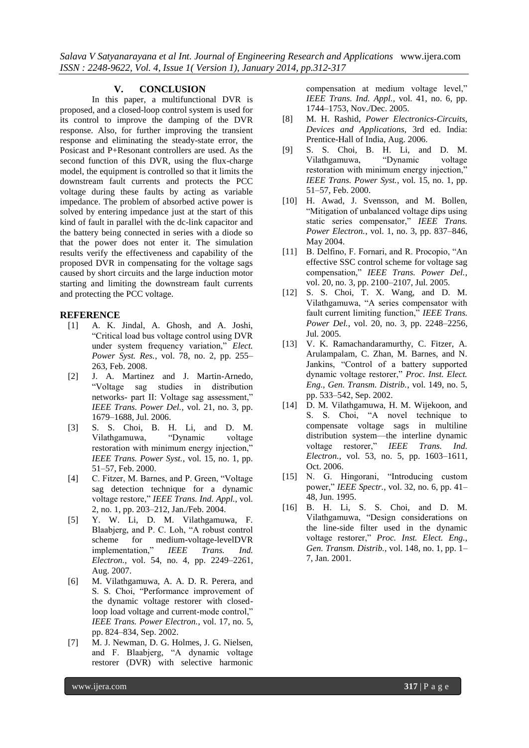## V. CONCLUSION

In this paper, a multifunctional DVR is proposed, and a closed-loop control system is used for its control to improve the damping of the DVR response. Also, for further improving the transient response and eliminating the steady-state error, the Posicast and P+Resonant controllers are used. As the second function of this DVR, using the flux-charge model, the equipment is controlled so that it limits the downstream fault currents and protects the PCC voltage during these faults by acting as variable impedance. The problem of absorbed active power is solved by entering impedance just at the start of this kind of fault in parallel with the dc-link capacitor and the battery being connected in series with a diode so that the power does not enter it. The simulation results verify the effectiveness and capability of the proposed DVR in compensating for the voltage sags caused by short circuits and the large induction motor starting and limiting the downstream fault currents and protecting the PCC voltage.

## REFERENCE

[1] A. K. Jindal, A. Ghosh, and A. Joshi, "Critical load bus voltage control using DVR under system frequency variation," *Elect. Power Syst. Res.*, vol. 78, no. 2, pp. 255–263, Feb. 2008.

[2] J. A. Martinez and J. Martin-Arnedo, "Voltage sag studies in distribution networks- part II: Voltage sag assessment," *IEEE Trans. Power Del.*, vol. 21, no. 3, pp. 1679–1688, Jul. 2006.

[3] S. S. Choi, B. H. Li, and D. M. Vilathgamuwa, "Dynamic voltage restoration with minimum energy injection," *IEEE Trans. Power Syst.*, vol. 15, no. 1, pp. 51–57, Feb. 2000.

[4] C. Fitzer, M. Barnes, and P. Green, "Voltage sag detection technique for a dynamic voltage restore," *IEEE Trans. Ind. Appl.*, vol. 2, no. 1, pp. 203–212, Jan./Feb. 2004.

[5] Y. W. Li, D. M. Vilathgamuwa, F. Blaabjerg, and P. C. Loh, "A robust control scheme for medium-voltage-levelDVR implementation," *IEEE Trans. Ind. Electron.*, vol. 54, no. 4, pp. 2249–2261, Aug. 2007.

[6] M. Vilathgamuwa, A. A. D. R. Perera, and S. S. Choi, "Performance improvement of the dynamic voltage restorer with closed-loop load voltage and current-mode control," *IEEE Trans. Power Electron.*, vol. 17, no. 5, pp. 824–834, Sep. 2002.

[7] M. J. Newman, D. G. Holmes, J. G. Nielsen, and F. Blaabjerg, "A dynamic voltage restorer (DVR) with selective harmonic compensation at medium voltage level," *IEEE Trans. Ind. Appl.*, vol. 41, no. 6, pp. 1744–1753, Nov./Dec. 2005.

[8] M. H. Rashid, *Power Electronics-Circuits, Devices and Applications*, 3rd ed. India: Prentice-Hall of India, Aug. 2006.

[9] S. S. Choi, B. H. Li, and D. M. Vilathgamuwa, "Dynamic voltage restoration with minimum energy injection," *IEEE Trans. Power Syst.*, vol. 15, no. 1, pp. 51–57, Feb. 2000.

[10] H. Awad, J. Svensson, and M. Bollen, "Mitigation of unbalanced voltage dips using static series compensator," *IEEE Trans. Power Electron.*, vol. 1, no. 3, pp. 837–846, May 2004.

[11] B. Delfino, F. Fornari, and R. Procopio, "An effective SSC control scheme for voltage sag compensation," *IEEE Trans. Power Del.*, vol. 20, no. 3, pp. 2100–2107, Jul. 2005.

[12] S. S. Choi, T. X. Wang, and D. M. Vilathgamuwa, "A series compensator with fault current limiting function," *IEEE Trans. Power Del.*, vol. 20, no. 3, pp. 2248–2256, Jul. 2005.

[13] V. K. Ramachandaramurthy, C. Fitzer, A. Arulampalam, C. Zhan, M. Barnes, and N. Jankins, "Control of a battery supported dynamic voltage restorer," *Proc. Inst. Elect. Eng., Gen. Transm. Distrib.*, vol. 149, no. 5, pp. 533–542, Sep. 2002.

[14] D. M. Vilathgamuwa, H. M. Wijekoon, and S. S. Choi, "A novel technique to compensate voltage sags in multiline distribution system—the interline dynamic voltage restorer," *IEEE Trans. Ind. Electron.*, vol. 53, no. 5, pp. 1603–1611, Oct. 2006.

[15] N. G. Hingorani, "Introducing custom power," *IEEE Spectr.*, vol. 32, no. 6, pp. 41–48, Jun. 1995.

[16] B. H. Li, S. S. Choi, and D. M. Vilathgamuwa, "Design considerations on the line-side filter used in the dynamic voltage restorer," *Proc. Inst. Elect. Eng., Gen. Transm. Distrib.*, vol. 148, no. 1, pp. 1–7, Jan. 2001.